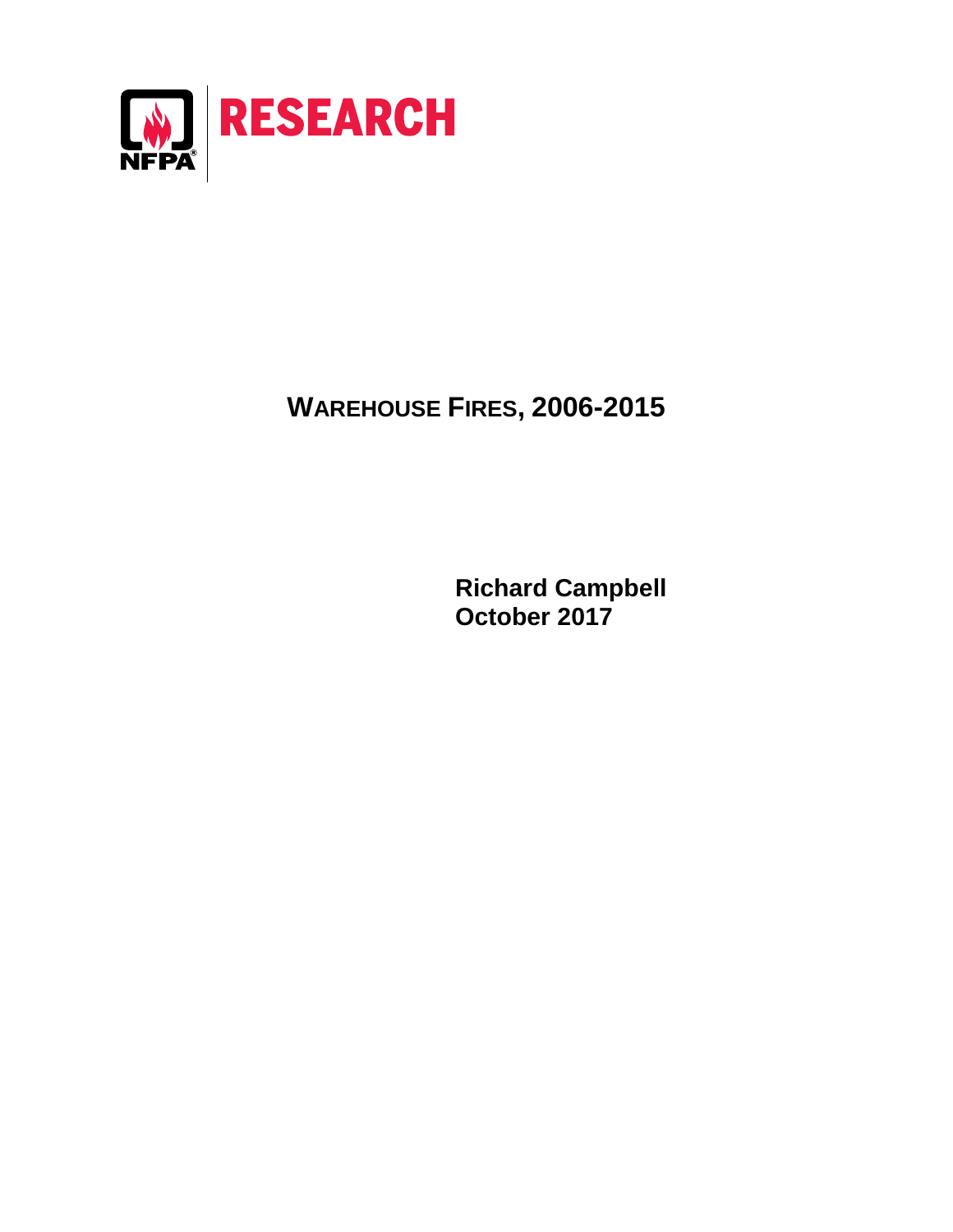NFPA® RESEARCH

# WAREHOUSE FIRES, 2006-2015

**Richard Campbell**
**October 2017**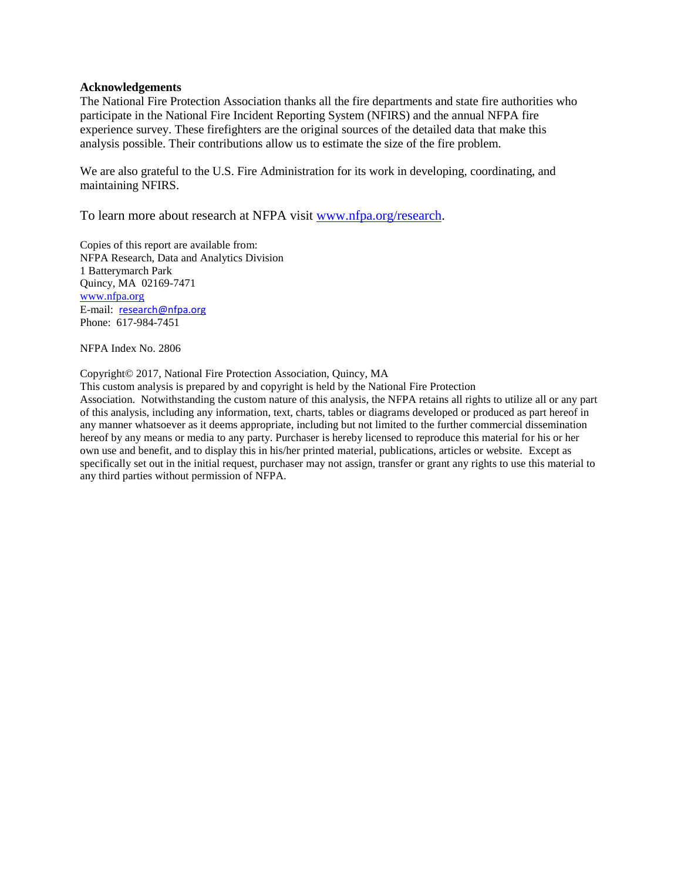**Acknowledgements**

The National Fire Protection Association thanks all the fire departments and state fire authorities who participate in the National Fire Incident Reporting System (NFIRS) and the annual NFPA fire experience survey. These firefighters are the original sources of the detailed data that make this analysis possible. Their contributions allow us to estimate the size of the fire problem.

We are also grateful to the U.S. Fire Administration for its work in developing, coordinating, and maintaining NFIRS.

To learn more about research at NFPA visit [www.nfpa.org/research](www.nfpa.org/research).

Copies of this report are available from:
NFPA Research, Data and Analytics Division
1 Batterymarch Park
Quincy, MA 02169-7471
[www.nfpa.org](www.nfpa.org)
E-mail: research@nfpa.org
Phone: 617-984-7451

NFPA Index No. 2806

Copyright© 2017, National Fire Protection Association, Quincy, MA
This custom analysis is prepared by and copyright is held by the National Fire Protection Association. Notwithstanding the custom nature of this analysis, the NFPA retains all rights to utilize all or any part of this analysis, including any information, text, charts, tables or diagrams developed or produced as part hereof in any manner whatsoever as it deems appropriate, including but not limited to the further commercial dissemination hereof by any means or media to any party. Purchaser is hereby licensed to reproduce this material for his or her own use and benefit, and to display this in his/her printed material, publications, articles or website. Except as specifically set out in the initial request, purchaser may not assign, transfer or grant any rights to use this material to any third parties without permission of NFPA.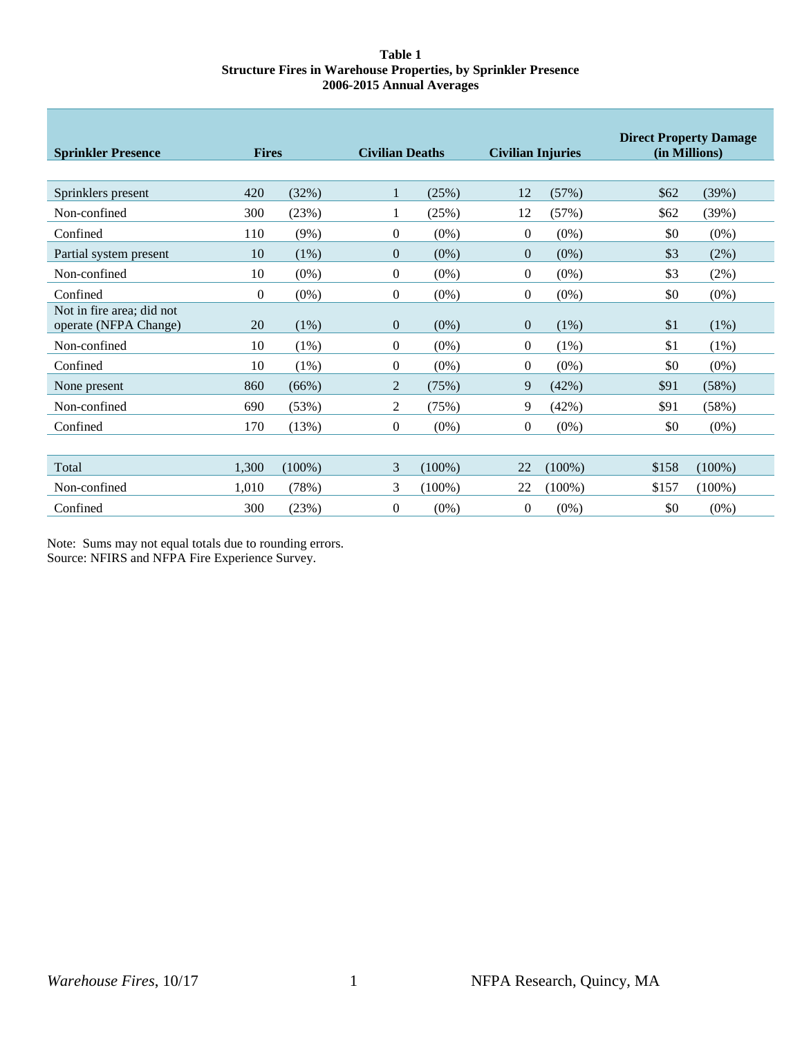**Table 1**
**Structure Fires in Warehouse Properties, by Sprinkler Presence**
**2006-2015 Annual Averages**

| Sprinkler Presence | Fires | | Civilian Deaths | | Civilian Injuries | | Direct Property Damage (in Millions) | |
|---|---|---|---|---|---|---|---|---|
| Sprinklers present | 420 | (32%) | 1 | (25%) | 12 | (57%) | $62 | (39%) |
| Non-confined | 300 | (23%) | 1 | (25%) | 12 | (57%) | $62 | (39%) |
| Confined | 110 | (9%) | 0 | (0%) | 0 | (0%) | $0 | (0%) |
| Partial system present | 10 | (1%) | 0 | (0%) | 0 | (0%) | $3 | (2%) |
| Non-confined | 10 | (0%) | 0 | (0%) | 0 | (0%) | $3 | (2%) |
| Confined | 0 | (0%) | 0 | (0%) | 0 | (0%) | $0 | (0%) |
| Not in fire area; did not operate (NFPA Change) | 20 | (1%) | 0 | (0%) | 0 | (1%) | $1 | (1%) |
| Non-confined | 10 | (1%) | 0 | (0%) | 0 | (1%) | $1 | (1%) |
| Confined | 10 | (1%) | 0 | (0%) | 0 | (0%) | $0 | (0%) |
| None present | 860 | (66%) | 2 | (75%) | 9 | (42%) | $91 | (58%) |
| Non-confined | 690 | (53%) | 2 | (75%) | 9 | (42%) | $91 | (58%) |
| Confined | 170 | (13%) | 0 | (0%) | 0 | (0%) | $0 | (0%) |
| Total | 1,300 | (100%) | 3 | (100%) | 22 | (100%) | $158 | (100%) |
| Non-confined | 1,010 | (78%) | 3 | (100%) | 22 | (100%) | $157 | (100%) |
| Confined | 300 | (23%) | 0 | (0%) | 0 | (0%) | $0 | (0%) |

Note: Sums may not equal totals due to rounding errors.
Source: NFIRS and NFPA Fire Experience Survey.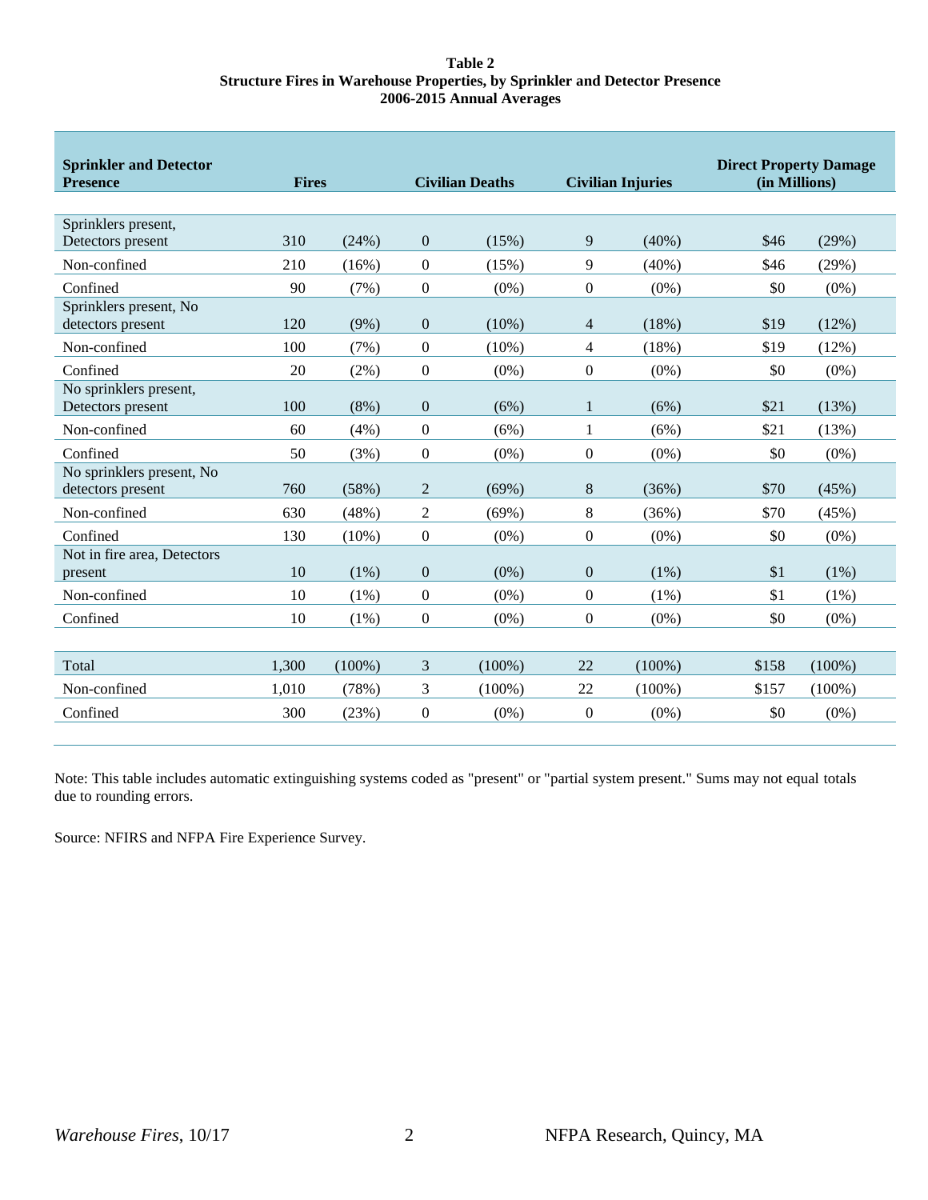**Table 2**
**Structure Fires in Warehouse Properties, by Sprinkler and Detector Presence**
**2006-2015 Annual Averages**

| Sprinkler and Detector Presence | Fires | | Civilian Deaths | | Civilian Injuries | | Direct Property Damage (in Millions) | |
|---|---|---|---|---|---|---|---|---|
| Sprinklers present, Detectors present | 310 | (24%) | 0 | (15%) | 9 | (40%) | $46 | (29%) |
| Non-confined | 210 | (16%) | 0 | (15%) | 9 | (40%) | $46 | (29%) |
| Confined | 90 | (7%) | 0 | (0%) | 0 | (0%) | $0 | (0%) |
| Sprinklers present, No detectors present | 120 | (9%) | 0 | (10%) | 4 | (18%) | $19 | (12%) |
| Non-confined | 100 | (7%) | 0 | (10%) | 4 | (18%) | $19 | (12%) |
| Confined | 20 | (2%) | 0 | (0%) | 0 | (0%) | $0 | (0%) |
| No sprinklers present, Detectors present | 100 | (8%) | 0 | (6%) | 1 | (6%) | $21 | (13%) |
| Non-confined | 60 | (4%) | 0 | (6%) | 1 | (6%) | $21 | (13%) |
| Confined | 50 | (3%) | 0 | (0%) | 0 | (0%) | $0 | (0%) |
| No sprinklers present, No detectors present | 760 | (58%) | 2 | (69%) | 8 | (36%) | $70 | (45%) |
| Non-confined | 630 | (48%) | 2 | (69%) | 8 | (36%) | $70 | (45%) |
| Confined | 130 | (10%) | 0 | (0%) | 0 | (0%) | $0 | (0%) |
| Not in fire area, Detectors present | 10 | (1%) | 0 | (0%) | 0 | (1%) | $1 | (1%) |
| Non-confined | 10 | (1%) | 0 | (0%) | 0 | (1%) | $1 | (1%) |
| Confined | 10 | (1%) | 0 | (0%) | 0 | (0%) | $0 | (0%) |
| | | | | | | | | |
| Total | 1,300 | (100%) | 3 | (100%) | 22 | (100%) | $158 | (100%) |
| Non-confined | 1,010 | (78%) | 3 | (100%) | 22 | (100%) | $157 | (100%) |
| Confined | 300 | (23%) | 0 | (0%) | 0 | (0%) | $0 | (0%) |

Note: This table includes automatic extinguishing systems coded as "present" or "partial system present." Sums may not equal totals due to rounding errors.

Source: NFIRS and NFPA Fire Experience Survey.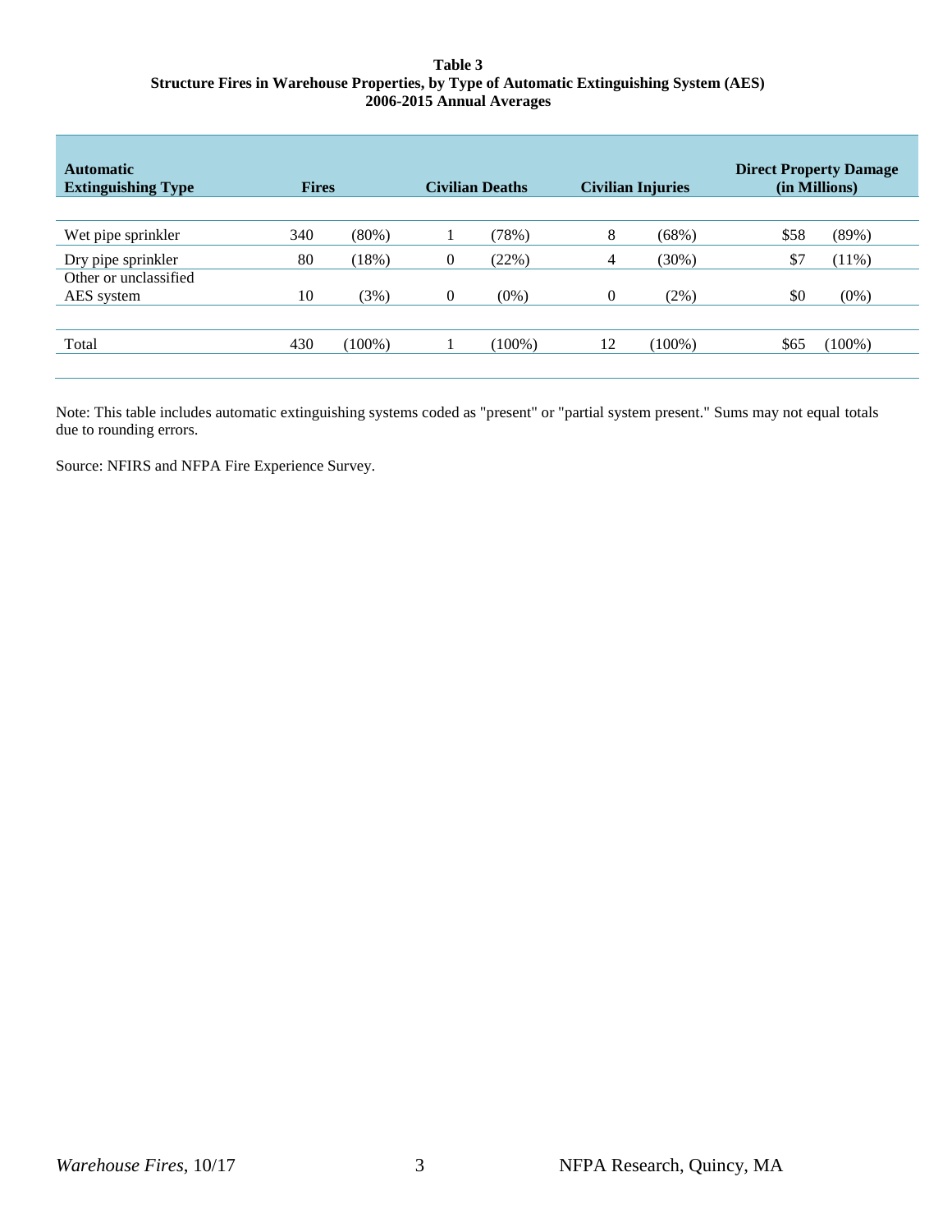**Table 3**
**Structure Fires in Warehouse Properties, by Type of Automatic Extinguishing System (AES)**
**2006-2015 Annual Averages**

| Automatic Extinguishing Type | Fires | | Civilian Deaths | | Civilian Injuries | | Direct Property Damage (in Millions) | |
|---|---|---|---|---|---|---|---|---|
| Wet pipe sprinkler | 340 | (80%) | 1 | (78%) | 8 | (68%) | $58 | (89%) |
| Dry pipe sprinkler | 80 | (18%) | 0 | (22%) | 4 | (30%) | $7 | (11%) |
| Other or unclassified AES system | 10 | (3%) | 0 | (0%) | 0 | (2%) | $0 | (0%) |
| Total | 430 | (100%) | 1 | (100%) | 12 | (100%) | $65 | (100%) |

Note: This table includes automatic extinguishing systems coded as "present" or "partial system present." Sums may not equal totals due to rounding errors.

Source: NFIRS and NFPA Fire Experience Survey.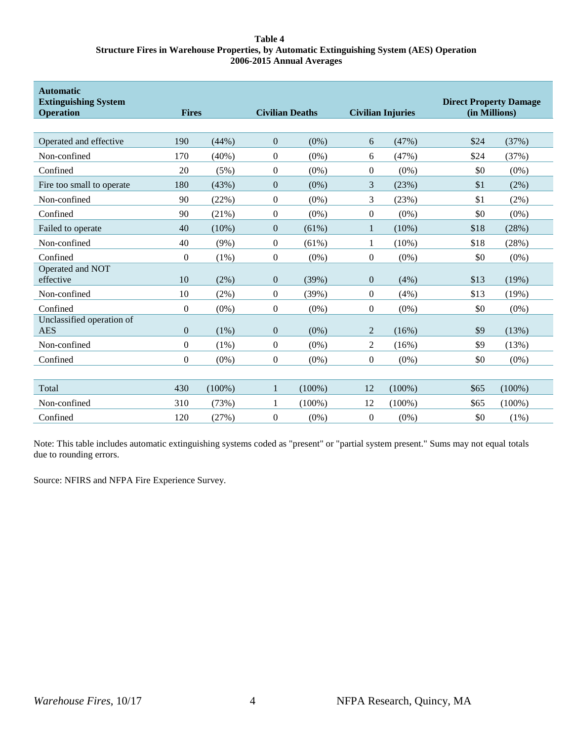**Table 4**
**Structure Fires in Warehouse Properties, by Automatic Extinguishing System (AES) Operation**
**2006-2015 Annual Averages**

| Automatic Extinguishing System Operation | Fires | | Civilian Deaths | | Civilian Injuries | | Direct Property Damage (in Millions) | |
|---|---|---|---|---|---|---|---|---|
| Operated and effective | 190 | (44%) | 0 | (0%) | 6 | (47%) | $24 | (37%) |
| Non-confined | 170 | (40%) | 0 | (0%) | 6 | (47%) | $24 | (37%) |
| Confined | 20 | (5%) | 0 | (0%) | 0 | (0%) | $0 | (0%) |
| Fire too small to operate | 180 | (43%) | 0 | (0%) | 3 | (23%) | $1 | (2%) |
| Non-confined | 90 | (22%) | 0 | (0%) | 3 | (23%) | $1 | (2%) |
| Confined | 90 | (21%) | 0 | (0%) | 0 | (0%) | $0 | (0%) |
| Failed to operate | 40 | (10%) | 0 | (61%) | 1 | (10%) | $18 | (28%) |
| Non-confined | 40 | (9%) | 0 | (61%) | 1 | (10%) | $18 | (28%) |
| Confined | 0 | (1%) | 0 | (0%) | 0 | (0%) | $0 | (0%) |
| Operated and NOT effective | 10 | (2%) | 0 | (39%) | 0 | (4%) | $13 | (19%) |
| Non-confined | 10 | (2%) | 0 | (39%) | 0 | (4%) | $13 | (19%) |
| Confined | 0 | (0%) | 0 | (0%) | 0 | (0%) | $0 | (0%) |
| Unclassified operation of AES | 0 | (1%) | 0 | (0%) | 2 | (16%) | $9 | (13%) |
| Non-confined | 0 | (1%) | 0 | (0%) | 2 | (16%) | $9 | (13%) |
| Confined | 0 | (0%) | 0 | (0%) | 0 | (0%) | $0 | (0%) |
| Total | 430 | (100%) | 1 | (100%) | 12 | (100%) | $65 | (100%) |
| Non-confined | 310 | (73%) | 1 | (100%) | 12 | (100%) | $65 | (100%) |
| Confined | 120 | (27%) | 0 | (0%) | 0 | (0%) | $0 | (1%) |

Note: This table includes automatic extinguishing systems coded as "present" or "partial system present." Sums may not equal totals due to rounding errors.

Source: NFIRS and NFPA Fire Experience Survey.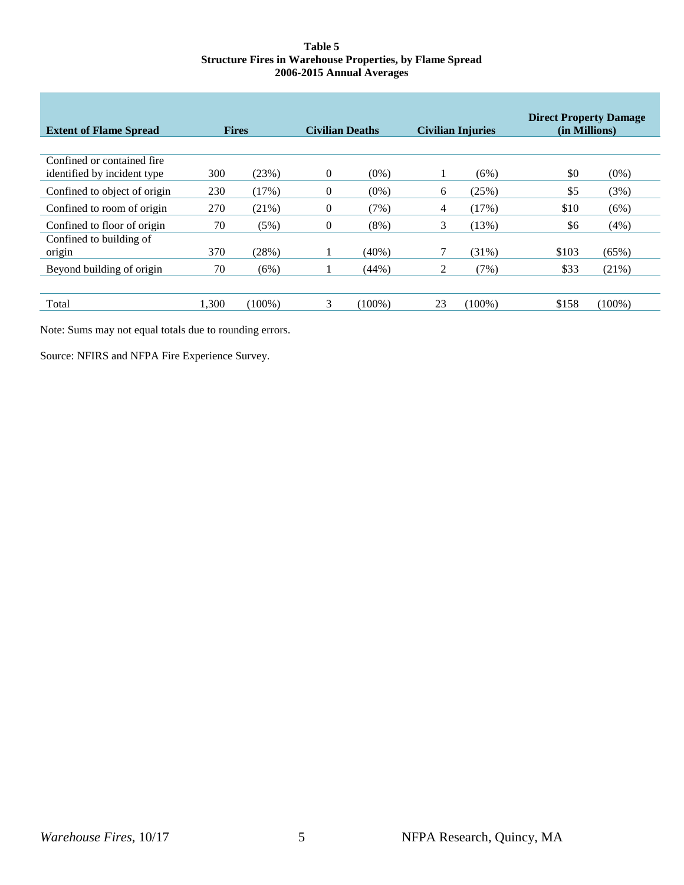**Table 5**
**Structure Fires in Warehouse Properties, by Flame Spread**
**2006-2015 Annual Averages**

| Extent of Flame Spread | Fires | | Civilian Deaths | | Civilian Injuries | | Direct Property Damage (in Millions) | |
|---|---|---|---|---|---|---|---|---|
| Confined or contained fire identified by incident type | 300 | (23%) | 0 | (0%) | 1 | (6%) | $0 | (0%) |
| Confined to object of origin | 230 | (17%) | 0 | (0%) | 6 | (25%) | $5 | (3%) |
| Confined to room of origin | 270 | (21%) | 0 | (7%) | 4 | (17%) | $10 | (6%) |
| Confined to floor of origin | 70 | (5%) | 0 | (8%) | 3 | (13%) | $6 | (4%) |
| Confined to building of origin | 370 | (28%) | 1 | (40%) | 7 | (31%) | $103 | (65%) |
| Beyond building of origin | 70 | (6%) | 1 | (44%) | 2 | (7%) | $33 | (21%) |
| Total | 1,300 | (100%) | 3 | (100%) | 23 | (100%) | $158 | (100%) |

Note: Sums may not equal totals due to rounding errors.

Source: NFIRS and NFPA Fire Experience Survey.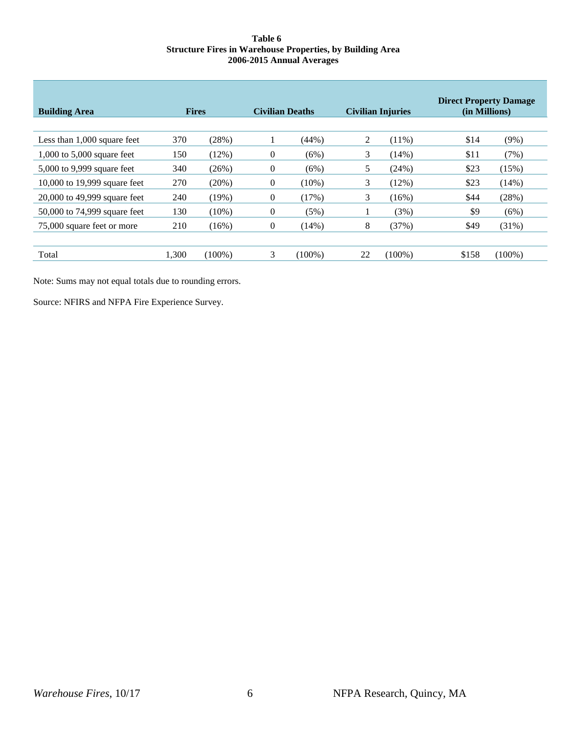**Table 6**
**Structure Fires in Warehouse Properties, by Building Area**
**2006-2015 Annual Averages**

| Building Area | Fires | | Civilian Deaths | | Civilian Injuries | | Direct Property Damage (in Millions) | |
|---|---|---|---|---|---|---|---|---|
| Less than 1,000 square feet | 370 | (28%) | 1 | (44%) | 2 | (11%) | $14 | (9%) |
| 1,000 to 5,000 square feet | 150 | (12%) | 0 | (6%) | 3 | (14%) | $11 | (7%) |
| 5,000 to 9,999 square feet | 340 | (26%) | 0 | (6%) | 5 | (24%) | $23 | (15%) |
| 10,000 to 19,999 square feet | 270 | (20%) | 0 | (10%) | 3 | (12%) | $23 | (14%) |
| 20,000 to 49,999 square feet | 240 | (19%) | 0 | (17%) | 3 | (16%) | $44 | (28%) |
| 50,000 to 74,999 square feet | 130 | (10%) | 0 | (5%) | 1 | (3%) | $9 | (6%) |
| 75,000 square feet or more | 210 | (16%) | 0 | (14%) | 8 | (37%) | $49 | (31%) |
| Total | 1,300 | (100%) | 3 | (100%) | 22 | (100%) | $158 | (100%) |

Note: Sums may not equal totals due to rounding errors.

Source: NFIRS and NFPA Fire Experience Survey.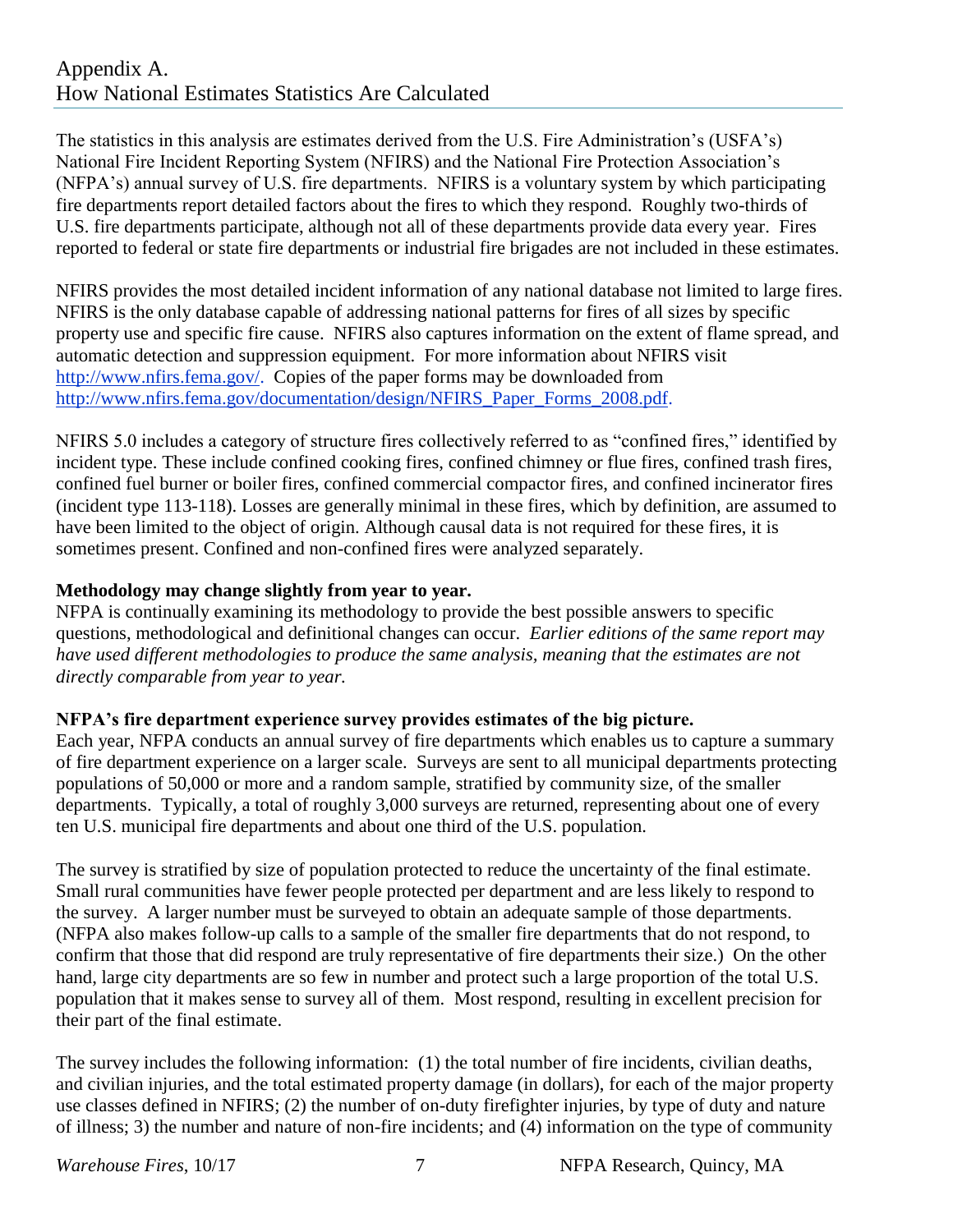## Appendix A.
## How National Estimates Statistics Are Calculated

The statistics in this analysis are estimates derived from the U.S. Fire Administration's (USFA's) National Fire Incident Reporting System (NFIRS) and the National Fire Protection Association's (NFPA's) annual survey of U.S. fire departments. NFIRS is a voluntary system by which participating fire departments report detailed factors about the fires to which they respond. Roughly two-thirds of U.S. fire departments participate, although not all of these departments provide data every year. Fires reported to federal or state fire departments or industrial fire brigades are not included in these estimates.

NFIRS provides the most detailed incident information of any national database not limited to large fires. NFIRS is the only database capable of addressing national patterns for fires of all sizes by specific property use and specific fire cause. NFIRS also captures information on the extent of flame spread, and automatic detection and suppression equipment. For more information about NFIRS visit http://www.nfirs.fema.gov/. Copies of the paper forms may be downloaded from http://www.nfirs.fema.gov/documentation/design/NFIRS_Paper_Forms_2008.pdf.

NFIRS 5.0 includes a category of structure fires collectively referred to as "confined fires," identified by incident type. These include confined cooking fires, confined chimney or flue fires, confined trash fires, confined fuel burner or boiler fires, confined commercial compactor fires, and confined incinerator fires (incident type 113-118). Losses are generally minimal in these fires, which by definition, are assumed to have been limited to the object of origin. Although causal data is not required for these fires, it is sometimes present. Confined and non-confined fires were analyzed separately.

**Methodology may change slightly from year to year.**
NFPA is continually examining its methodology to provide the best possible answers to specific questions, methodological and definitional changes can occur. *Earlier editions of the same report may have used different methodologies to produce the same analysis, meaning that the estimates are not directly comparable from year to year.*

**NFPA's fire department experience survey provides estimates of the big picture.**
Each year, NFPA conducts an annual survey of fire departments which enables us to capture a summary of fire department experience on a larger scale. Surveys are sent to all municipal departments protecting populations of 50,000 or more and a random sample, stratified by community size, of the smaller departments. Typically, a total of roughly 3,000 surveys are returned, representing about one of every ten U.S. municipal fire departments and about one third of the U.S. population.

The survey is stratified by size of population protected to reduce the uncertainty of the final estimate. Small rural communities have fewer people protected per department and are less likely to respond to the survey. A larger number must be surveyed to obtain an adequate sample of those departments. (NFPA also makes follow-up calls to a sample of the smaller fire departments that do not respond, to confirm that those that did respond are truly representative of fire departments their size.) On the other hand, large city departments are so few in number and protect such a large proportion of the total U.S. population that it makes sense to survey all of them. Most respond, resulting in excellent precision for their part of the final estimate.

The survey includes the following information: (1) the total number of fire incidents, civilian deaths, and civilian injuries, and the total estimated property damage (in dollars), for each of the major property use classes defined in NFIRS; (2) the number of on-duty firefighter injuries, by type of duty and nature of illness; 3) the number and nature of non-fire incidents; and (4) information on the type of community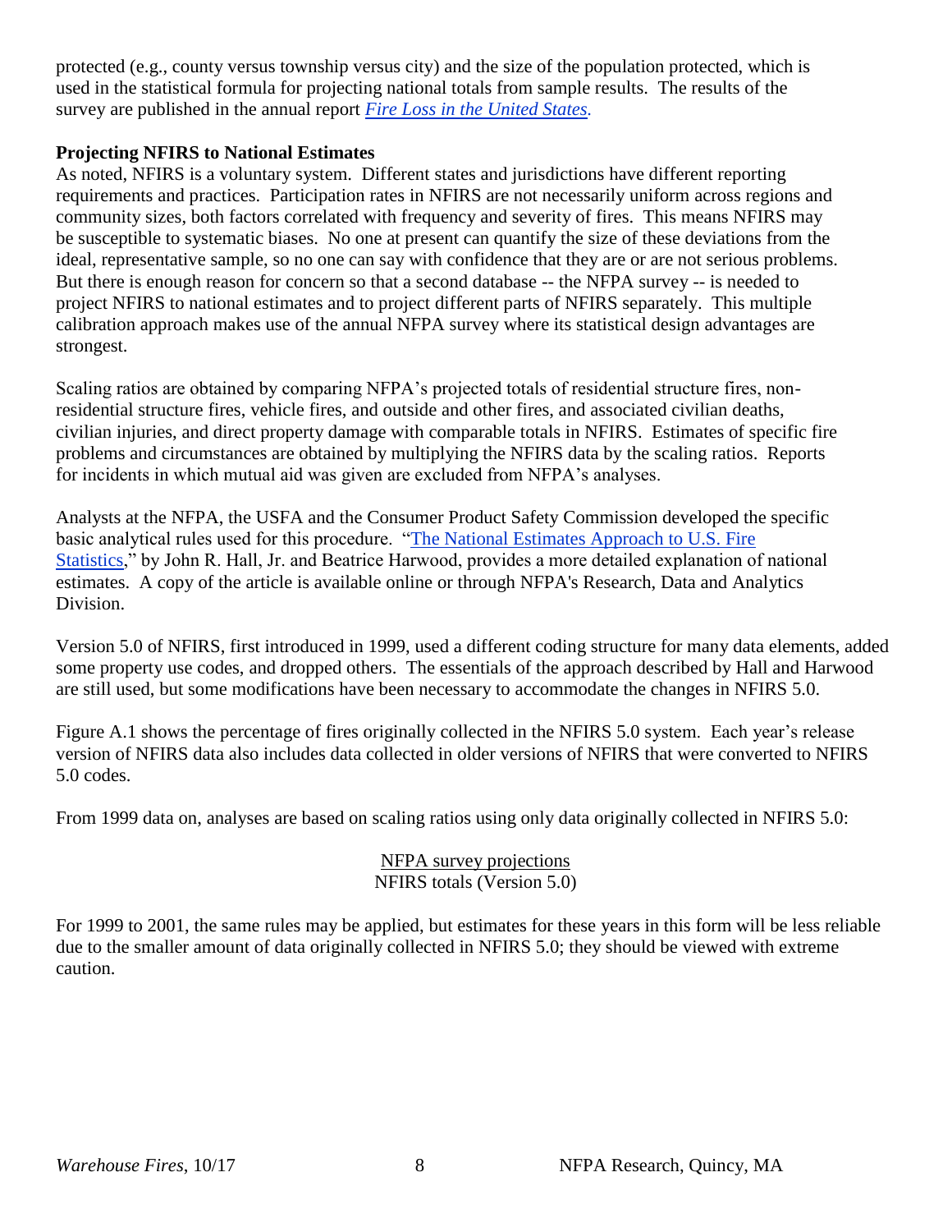protected (e.g., county versus township versus city) and the size of the population protected, which is used in the statistical formula for projecting national totals from sample results. The results of the survey are published in the annual report *Fire Loss in the United States.*

**Projecting NFIRS to National Estimates**

As noted, NFIRS is a voluntary system. Different states and jurisdictions have different reporting requirements and practices. Participation rates in NFIRS are not necessarily uniform across regions and community sizes, both factors correlated with frequency and severity of fires. This means NFIRS may be susceptible to systematic biases. No one at present can quantify the size of these deviations from the ideal, representative sample, so no one can say with confidence that they are or are not serious problems. But there is enough reason for concern so that a second database -- the NFPA survey -- is needed to project NFIRS to national estimates and to project different parts of NFIRS separately. This multiple calibration approach makes use of the annual NFPA survey where its statistical design advantages are strongest.

Scaling ratios are obtained by comparing NFPA's projected totals of residential structure fires, non-residential structure fires, vehicle fires, and outside and other fires, and associated civilian deaths, civilian injuries, and direct property damage with comparable totals in NFIRS. Estimates of specific fire problems and circumstances are obtained by multiplying the NFIRS data by the scaling ratios. Reports for incidents in which mutual aid was given are excluded from NFPA's analyses.

Analysts at the NFPA, the USFA and the Consumer Product Safety Commission developed the specific basic analytical rules used for this procedure. "The National Estimates Approach to U.S. Fire Statistics," by John R. Hall, Jr. and Beatrice Harwood, provides a more detailed explanation of national estimates. A copy of the article is available online or through NFPA's Research, Data and Analytics Division.

Version 5.0 of NFIRS, first introduced in 1999, used a different coding structure for many data elements, added some property use codes, and dropped others. The essentials of the approach described by Hall and Harwood are still used, but some modifications have been necessary to accommodate the changes in NFIRS 5.0.

Figure A.1 shows the percentage of fires originally collected in the NFIRS 5.0 system. Each year's release version of NFIRS data also includes data collected in older versions of NFIRS that were converted to NFIRS 5.0 codes.

From 1999 data on, analyses are based on scaling ratios using only data originally collected in NFIRS 5.0:

$$\frac{\text{NFPA survey projections}}{\text{NFIRS totals (Version 5.0)}}$$

For 1999 to 2001, the same rules may be applied, but estimates for these years in this form will be less reliable due to the smaller amount of data originally collected in NFIRS 5.0; they should be viewed with extreme caution.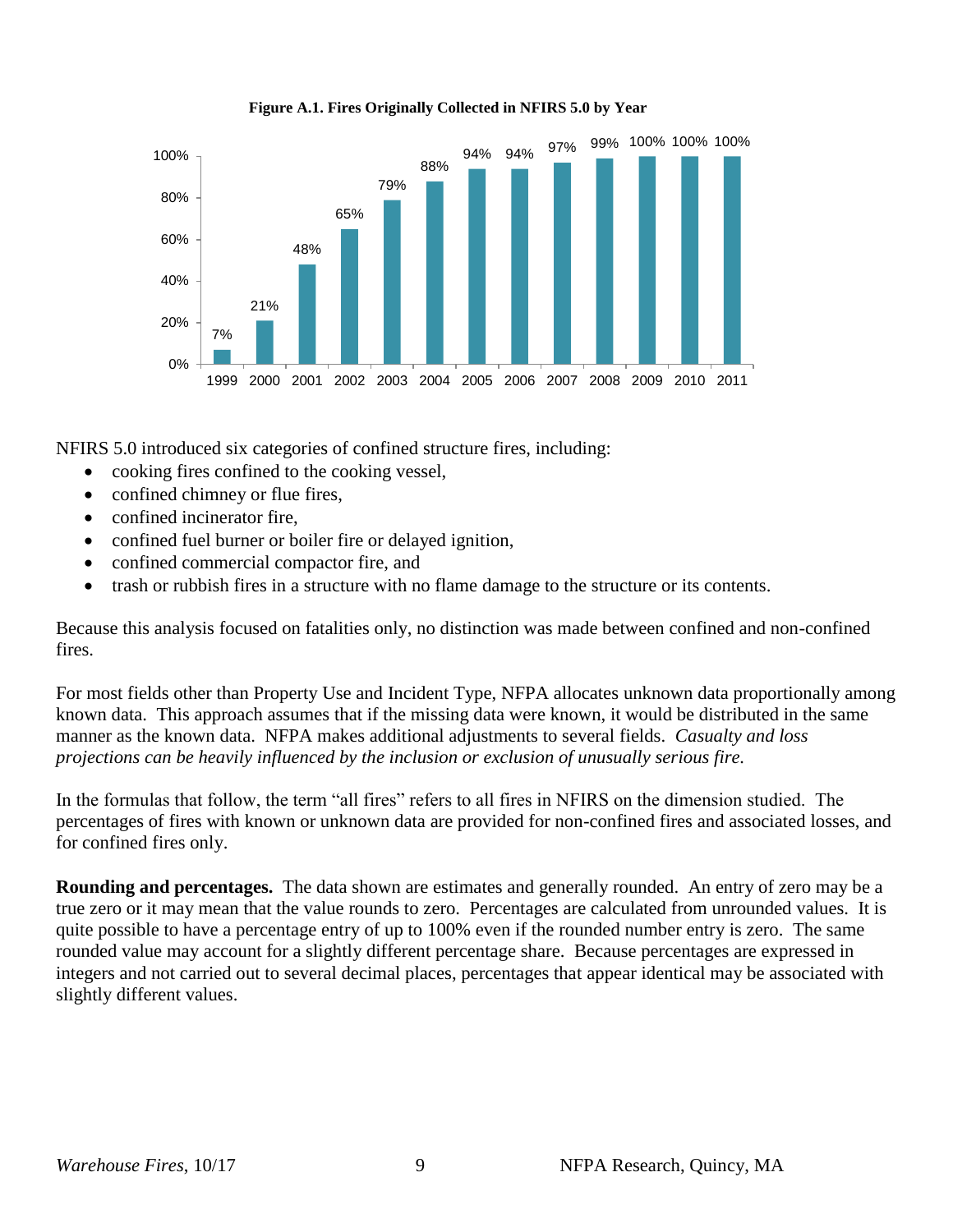**Figure A.1. Fires Originally Collected in NFIRS 5.0 by Year**

100%
80%
60%
40%
20%
0%

7% 21% 48% 65% 79% 88% 94% 94% 97% 99% 100% 100% 100%

1999 2000 2001 2002 2003 2004 2005 2006 2007 2008 2009 2010 2011

NFIRS 5.0 introduced six categories of confined structure fires, including:

- cooking fires confined to the cooking vessel,
- confined chimney or flue fires,
- confined incinerator fire,
- confined fuel burner or boiler fire or delayed ignition,
- confined commercial compactor fire, and
- trash or rubbish fires in a structure with no flame damage to the structure or its contents.

Because this analysis focused on fatalities only, no distinction was made between confined and non-confined fires.

For most fields other than Property Use and Incident Type, NFPA allocates unknown data proportionally among known data. This approach assumes that if the missing data were known, it would be distributed in the same manner as the known data. NFPA makes additional adjustments to several fields. *Casualty and loss projections can be heavily influenced by the inclusion or exclusion of unusually serious fire.*

In the formulas that follow, the term "all fires" refers to all fires in NFIRS on the dimension studied. The percentages of fires with known or unknown data are provided for non-confined fires and associated losses, and for confined fires only.

**Rounding and percentages.** The data shown are estimates and generally rounded. An entry of zero may be a true zero or it may mean that the value rounds to zero. Percentages are calculated from unrounded values. It is quite possible to have a percentage entry of up to 100% even if the rounded number entry is zero. The same rounded value may account for a slightly different percentage share. Because percentages are expressed in integers and not carried out to several decimal places, percentages that appear identical may be associated with slightly different values.